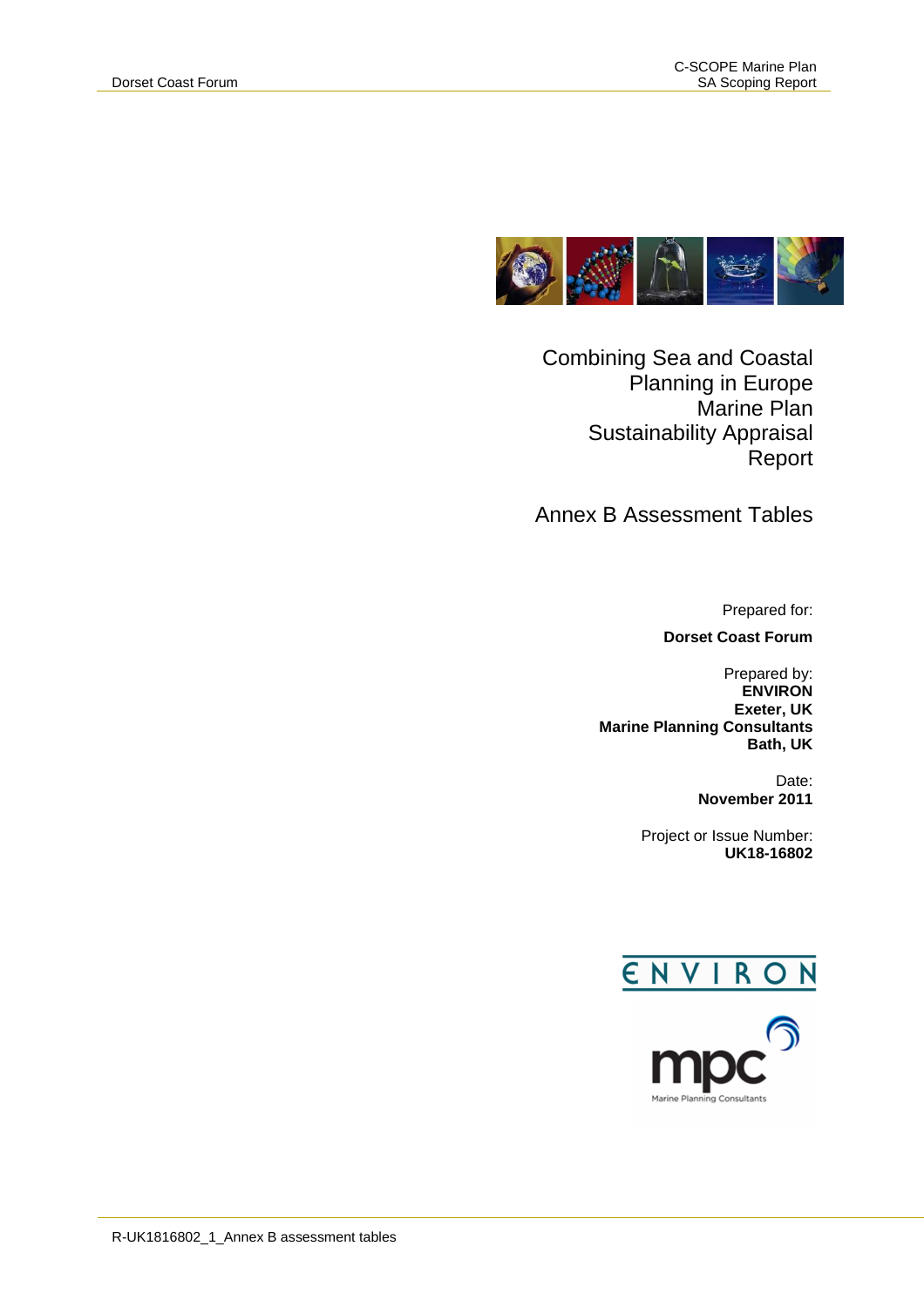# Combining Sea and Coastal Planning in Europe Marine Plan Sustainability Appraisal Report

## Annex B Assessment Tables

Prepared for:

**Dorset Coast Forum**

Prepared by:
**ENVIRON**
**Exeter, UK**
**Marine Planning Consultants**
**Bath, UK**

Date:
**November 2011**

Project or Issue Number:
**UK18-16802**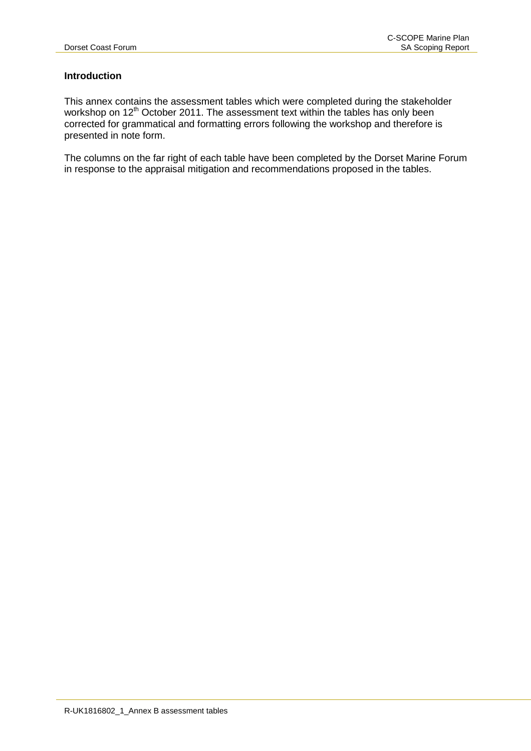## Introduction

This annex contains the assessment tables which were completed during the stakeholder workshop on 12th October 2011. The assessment text within the tables has only been corrected for grammatical and formatting errors following the workshop and therefore is presented in note form.

The columns on the far right of each table have been completed by the Dorset Marine Forum in response to the appraisal mitigation and recommendations proposed in the tables.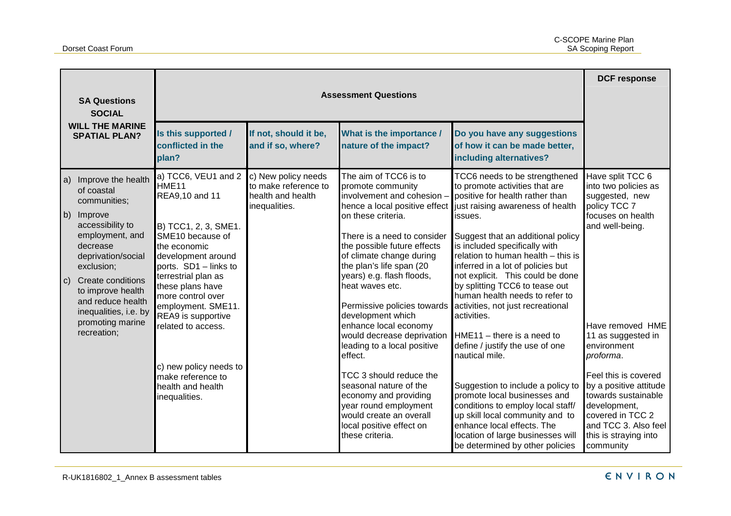| SA Questions SOCIAL WILL THE MARINE SPATIAL PLAN? | Assessment Questions | | | | DCF response |
|---|---|---|---|---|---|
| | Is this supported / conflicted in the plan? | If not, should it be, and if so, where? | What is the importance / nature of the impact? | Do you have any suggestions of how it can be made better, including alternatives? | |
| a) Improve the health of coastal communities;<br><br>b) Improve accessibility to employment, and decrease deprivation/social exclusion;<br><br>c) Create conditions to improve health and reduce health inequalities, i.e. by promoting marine recreation; | a) TCC6, VEU1 and 2 HME11 REA9,10 and 11<br><br>B) TCC1, 2, 3, SME1. SME10 because of the economic development around ports. SD1 – links to terrestrial plan as these plans have more control over employment. SME11. REA9 is supportive related to access.<br><br>c) new policy needs to make reference to health and health inequalities. | c) New policy needs to make reference to health and health inequalities. | The aim of TCC6 is to promote community involvement and cohesion – hence a local positive effect on these criteria.<br><br>There is a need to consider the possible future effects of climate change during the plan's life span (20 years) e.g. flash floods, heat waves etc.<br><br>Permissive policies towards development which enhance local economy would decrease deprivation leading to a local positive effect.<br><br>TCC 3 should reduce the seasonal nature of the economy and providing year round employment would create an overall local positive effect on these criteria. | TCC6 needs to be strengthened to promote activities that are positive for health rather than just raising awareness of health issues.<br><br>Suggest that an additional policy is included specifically with relation to human health – this is inferred in a lot of policies but not explicit. This could be done by splitting TCC6 to tease out human health needs to refer to activities, not just recreational activities.<br><br>HME11 – there is a need to define / justify the use of one nautical mile.<br><br>Suggestion to include a policy to promote local businesses and conditions to employ local staff/ up skill local community and to enhance local effects. The location of large businesses will be determined by other policies | Have split TCC 6 into two policies as suggested, new policy TCC 7 focuses on health and well-being.<br><br>Have removed HME 11 as suggested in environment *proforma*.<br><br>Feel this is covered by a positive attitude towards sustainable development, covered in TCC 2 and TCC 3. Also feel this is straying into community |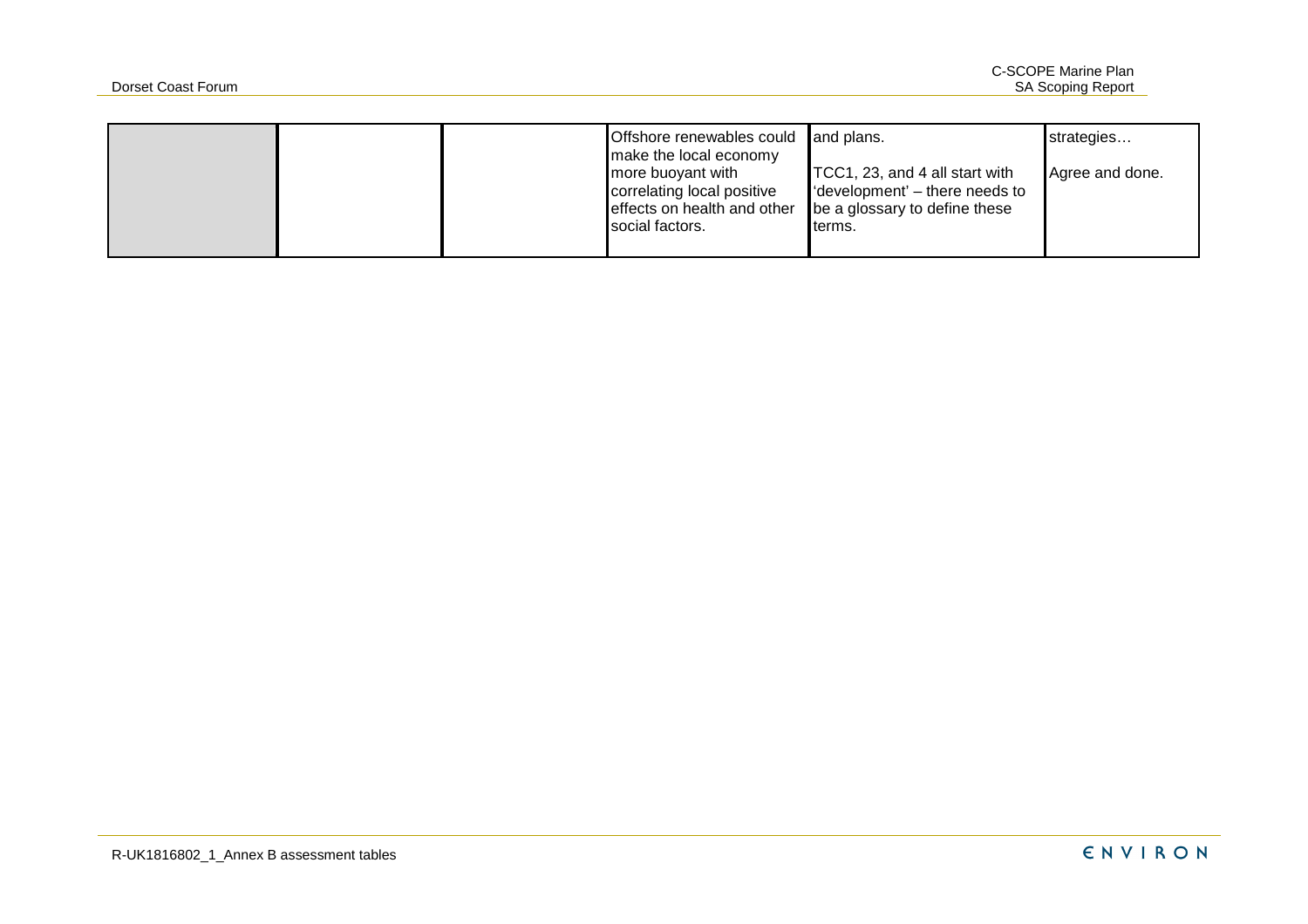|  |  |  | Offshore renewables could make the local economy more buoyant with correlating local positive effects on health and other social factors. | and plans.<br><br>TCC1, 23, and 4 all start with 'development' – there needs to be a glossary to define these terms. | strategies…<br><br>Agree and done. |
|---|---|---|---|---|---|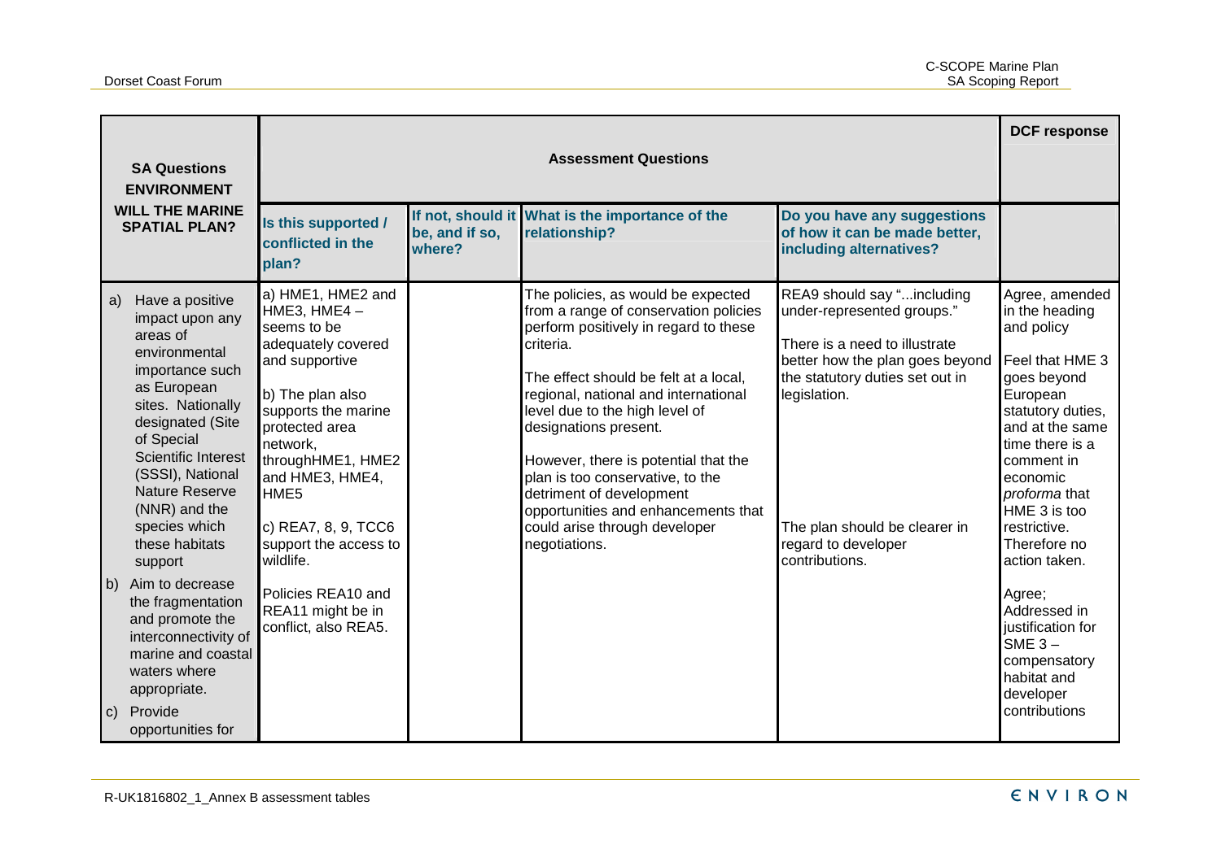| SA Questions ENVIRONMENT WILL THE MARINE SPATIAL PLAN? | Assessment Questions | | | | DCF response |
|---|---|---|---|---|---|
| | Is this supported / conflicted in the plan? | If not, should it be, and if so, where? | What is the importance of the relationship? | Do you have any suggestions of how it can be made better, including alternatives? | |
| a) Have a positive impact upon any areas of environmental importance such as European sites. Nationally designated (Site of Special Scientific Interest (SSSI), National Nature Reserve (NNR) and the species which these habitats support<br><br>b) Aim to decrease the fragmentation and promote the interconnectivity of marine and coastal waters where appropriate.<br><br>c) Provide opportunities for | a) HME1, HME2 and HME3, HME4 – seems to be adequately covered and supportive<br><br>b) The plan also supports the marine protected area network, throughHME1, HME2 and HME3, HME4, HME5<br><br>c) REA7, 8, 9, TCC6 support the access to wildlife.<br><br>Policies REA10 and REA11 might be in conflict, also REA5. | | The policies, as would be expected from a range of conservation policies perform positively in regard to these criteria.<br><br>The effect should be felt at a local, regional, national and international level due to the high level of designations present.<br><br>However, there is potential that the plan is too conservative, to the detriment of development opportunities and enhancements that could arise through developer negotiations. | REA9 should say "...including under-represented groups."<br><br>There is a need to illustrate better how the plan goes beyond the statutory duties set out in legislation.<br><br>The plan should be clearer in regard to developer contributions. | Agree, amended in the heading and policy<br><br>Feel that HME 3 goes beyond European statutory duties, and at the same time there is a comment in economic *proforma* that HME 3 is too restrictive. Therefore no action taken.<br><br>Agree; Addressed in justification for SME 3 – compensatory habitat and developer contributions |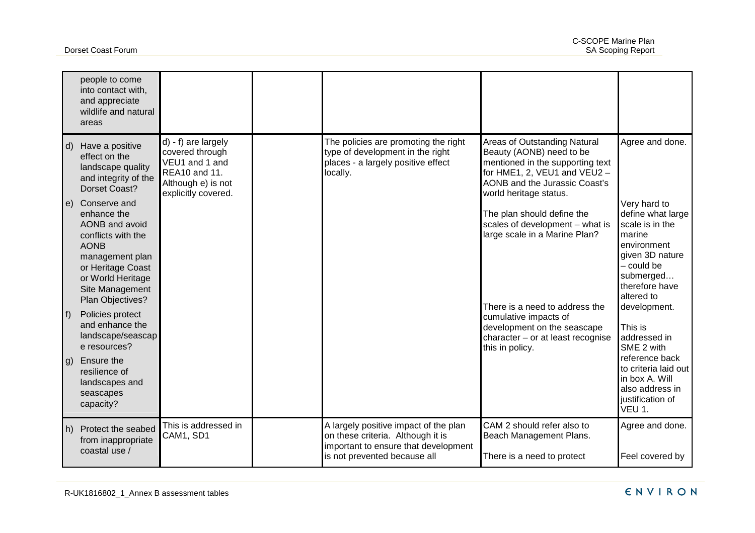| | | | | | |
|---|---|---|---|---|---|
| people to come into contact with, and appreciate wildlife and natural areas | | | | | |
| d) Have a positive effect on the landscape quality and integrity of the Dorset Coast?<br><br>e) Conserve and enhance the AONB and avoid conflicts with the AONB management plan or Heritage Coast or World Heritage Site Management Plan Objectives?<br><br>f) Policies protect and enhance the landscape/seascape resources?<br><br>g) Ensure the resilience of landscapes and seascapes capacity? | d) - f) are largely covered through VEU1 and 1 and REA10 and 11. Although e) is not explicitly covered. | | The policies are promoting the right type of development in the right places - a largely positive effect locally. | Areas of Outstanding Natural Beauty (AONB) need to be mentioned in the supporting text for HME1, 2, VEU1 and VEU2 – AONB and the Jurassic Coast's world heritage status.<br><br>The plan should define the scales of development – what is large scale in a Marine Plan?<br><br>There is a need to address the cumulative impacts of development on the seascape character – or at least recognise this in policy. | Agree and done.<br><br>Very hard to define what large scale is in the marine environment given 3D nature – could be submerged… therefore have altered to development.<br><br>This is addressed in SME 2 with reference back to criteria laid out in box A. Will also address in justification of VEU 1. |
| h) Protect the seabed from inappropriate coastal use / | This is addressed in CAM1, SD1 | | A largely positive impact of the plan on these criteria. Although it is important to ensure that development is not prevented because all | CAM 2 should refer also to Beach Management Plans.<br><br>There is a need to protect | Agree and done.<br><br>Feel covered by |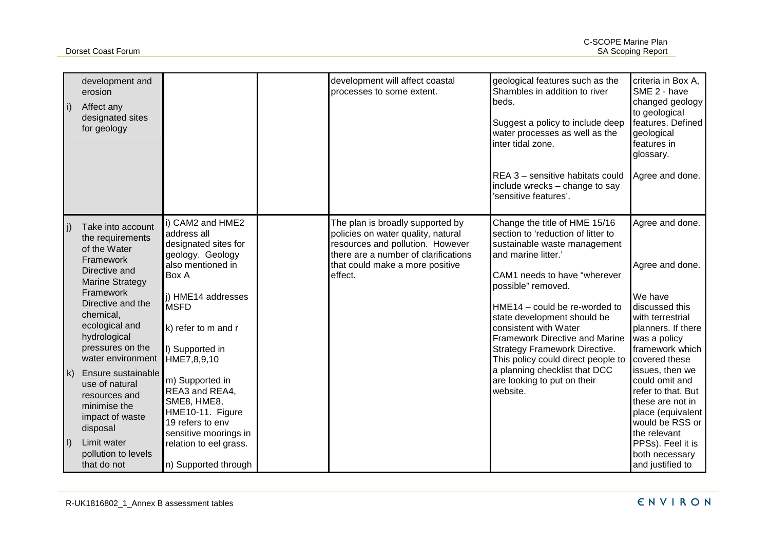| | | | | | |
|---|---|---|---|---|---|
| development and erosion<br>i) Affect any designated sites for geology | | | development will affect coastal processes to some extent. | geological features such as the Shambles in addition to river beds.<br><br>Suggest a policy to include deep water processes as well as the inter tidal zone.<br><br>REA 3 – sensitive habitats could include wrecks – change to say 'sensitive features'. | criteria in Box A, SME 2 - have changed geology to geological features. Defined geological features in glossary.<br><br>Agree and done. |
| j) Take into account the requirements of the Water Framework Directive and Marine Strategy Framework Directive and the chemical, ecological and hydrological pressures on the water environment<br>k) Ensure sustainable use of natural resources and minimise the impact of waste disposal<br>l) Limit water pollution to levels that do not | i) CAM2 and HME2 address all designated sites for geology. Geology also mentioned in Box A<br><br>j) HME14 addresses MSFD<br><br>k) refer to m and r<br><br>l) Supported in HME7,8,9,10<br><br>m) Supported in REA3 and REA4, SME8, HME8, HME10-11. Figure 19 refers to env sensitive moorings in relation to eel grass.<br><br>n) Supported through | | The plan is broadly supported by policies on water quality, natural resources and pollution. However there are a number of clarifications that could make a more positive effect. | Change the title of HME 15/16 section to 'reduction of litter to sustainable waste management and marine litter.'<br><br>CAM1 needs to have "wherever possible" removed.<br><br>HME14 – could be re-worded to state development should be consistent with Water Framework Directive and Marine Strategy Framework Directive. This policy could direct people to a planning checklist that DCC are looking to put on their website. | Agree and done.<br><br>Agree and done.<br><br>We have discussed this with terrestrial planners. If there was a policy framework which covered these issues, then we could omit and refer to that. But these are not in place (equivalent would be RSS or the relevant PPSs). Feel it is both necessary and justified to |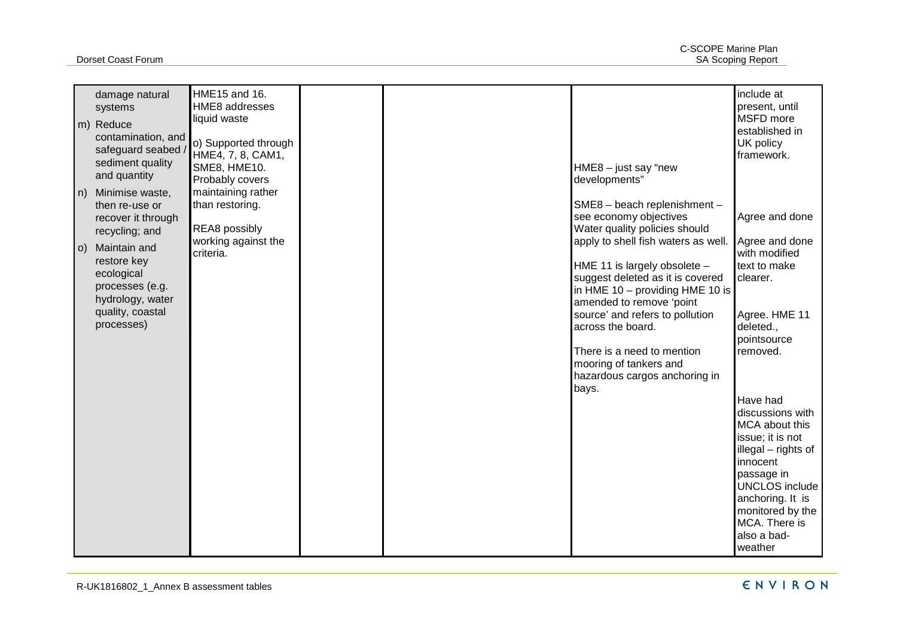| | | | | | |
|---|---|---|---|---|---|
| damage natural systems<br><br>m) Reduce contamination, and safeguard seabed / sediment quality and quantity<br><br>n) Minimise waste, then re-use or recover it through recycling; and<br><br>o) Maintain and restore key ecological processes (e.g. hydrology, water quality, coastal processes) | HME15 and 16. HME8 addresses liquid waste<br><br>o) Supported through HME4, 7, 8, CAM1, SME8, HME10. Probably covers maintaining rather than restoring.<br><br>REA8 possibly working against the criteria. | | | HME8 – just say "new developments"<br><br>SME8 – beach replenishment – see economy objectives<br><br>Water quality policies should apply to shell fish waters as well.<br><br>HME 11 is largely obsolete – suggest deleted as it is covered in HME 10 – providing HME 10 is amended to remove 'point source' and refers to pollution across the board.<br><br>There is a need to mention mooring of tankers and hazardous cargos anchoring in bays. | include at present, until MSFD more established in UK policy framework.<br><br>Agree and done<br><br>Agree and done with modified text to make clearer.<br><br>Agree. HME 11 deleted., pointsource removed.<br><br>Have had discussions with MCA about this issue; it is not illegal – rights of innocent passage in UNCLOS include anchoring. It is monitored by the MCA. There is also a bad-weather |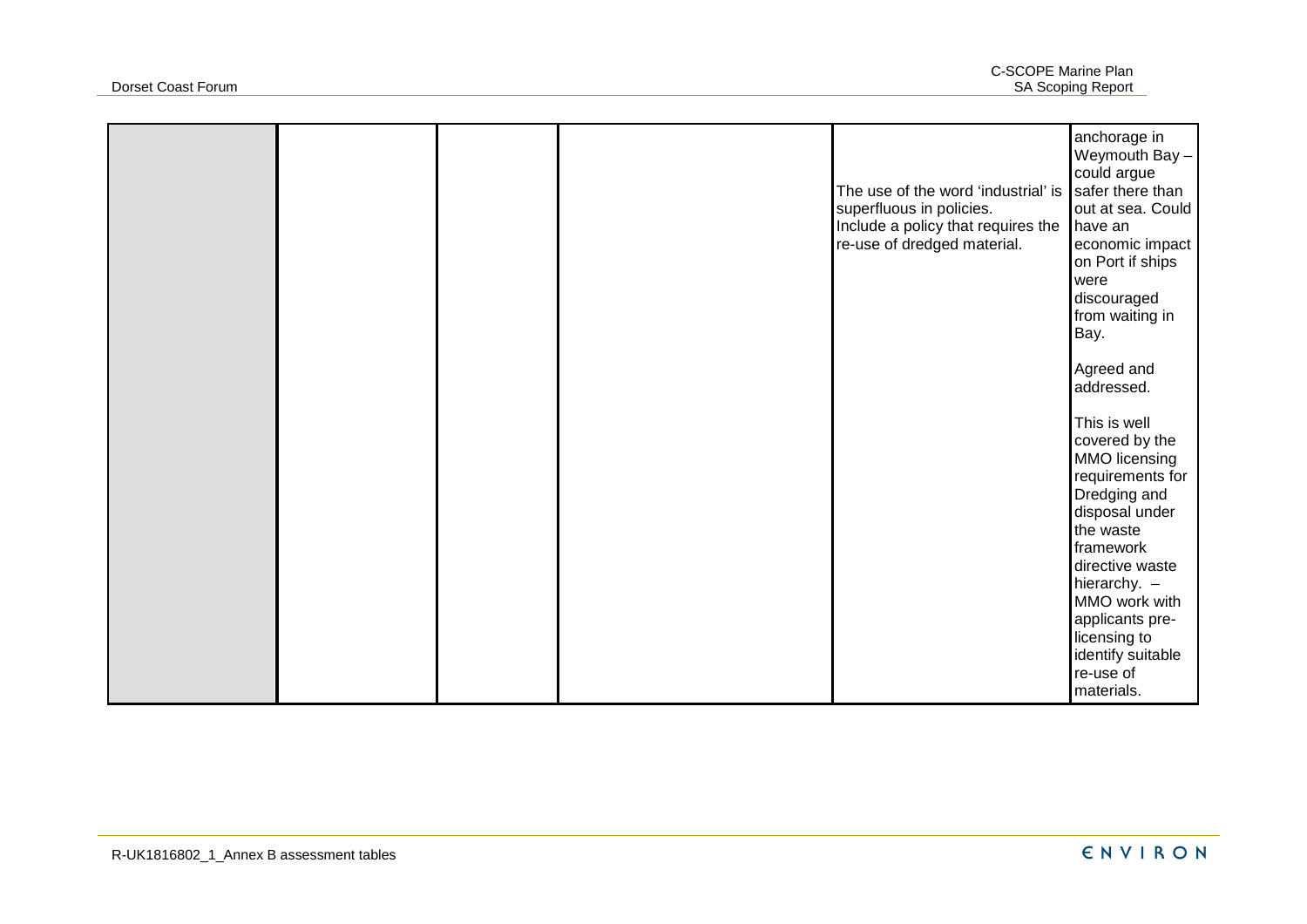| | | | | | |
|---|---|---|---|---|---|
| | | | | The use of the word 'industrial' is superfluous in policies. Include a policy that requires the re-use of dredged material. | anchorage in Weymouth Bay – could argue safer there than out at sea. Could have an economic impact on Port if ships were discouraged from waiting in Bay.<br><br>Agreed and addressed.<br><br>This is well covered by the MMO licensing requirements for Dredging and disposal under the waste framework directive waste hierarchy. – MMO work with applicants pre-licensing to identify suitable re-use of materials. |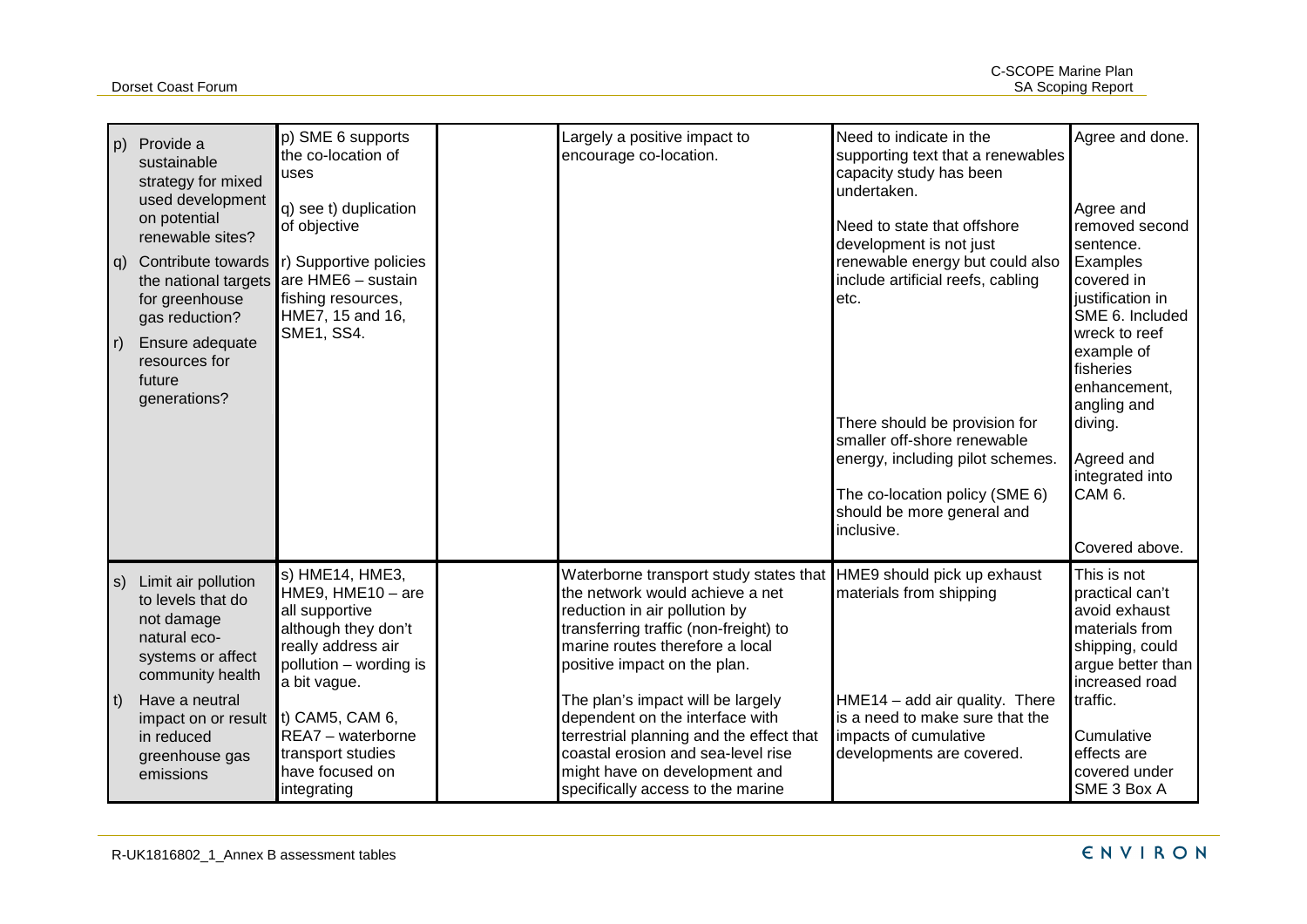| | | | | | |
|---|---|---|---|---|---|
| p) Provide a sustainable strategy for mixed used development on potential renewable sites?<br><br>q) Contribute towards the national targets for greenhouse gas reduction?<br><br>r) Ensure adequate resources for future generations? | p) SME 6 supports the co-location of uses<br><br>q) see t) duplication of objective<br><br>r) Supportive policies are HME6 – sustain fishing resources, HME7, 15 and 16, SME1, SS4. | | Largely a positive impact to encourage co-location. | Need to indicate in the supporting text that a renewables capacity study has been undertaken.<br><br>Need to state that offshore development is not just renewable energy but could also include artificial reefs, cabling etc.<br><br>There should be provision for smaller off-shore renewable energy, including pilot schemes.<br><br>The co-location policy (SME 6) should be more general and inclusive. | Agree and done.<br><br>Agree and removed second sentence. Examples covered in justification in SME 6. Included wreck to reef example of fisheries enhancement, angling and diving.<br><br>Agreed and integrated into CAM 6.<br><br>Covered above. |
| s) Limit air pollution to levels that do not damage natural eco-systems or affect community health<br><br>t) Have a neutral impact on or result in reduced greenhouse gas emissions | s) HME14, HME3, HME9, HME10 – are all supportive although they don't really address air pollution – wording is a bit vague.<br><br>t) CAM5, CAM 6, REA7 – waterborne transport studies have focused on integrating | | Waterborne transport study states that the network would achieve a net reduction in air pollution by transferring traffic (non-freight) to marine routes therefore a local positive impact on the plan.<br><br>The plan's impact will be largely dependent on the interface with terrestrial planning and the effect that coastal erosion and sea-level rise might have on development and specifically access to the marine | HME9 should pick up exhaust materials from shipping<br><br>HME14 – add air quality. There is a need to make sure that the impacts of cumulative developments are covered. | This is not practical can't avoid exhaust materials from shipping, could argue better than increased road traffic.<br><br>Cumulative effects are covered under SME 3 Box A |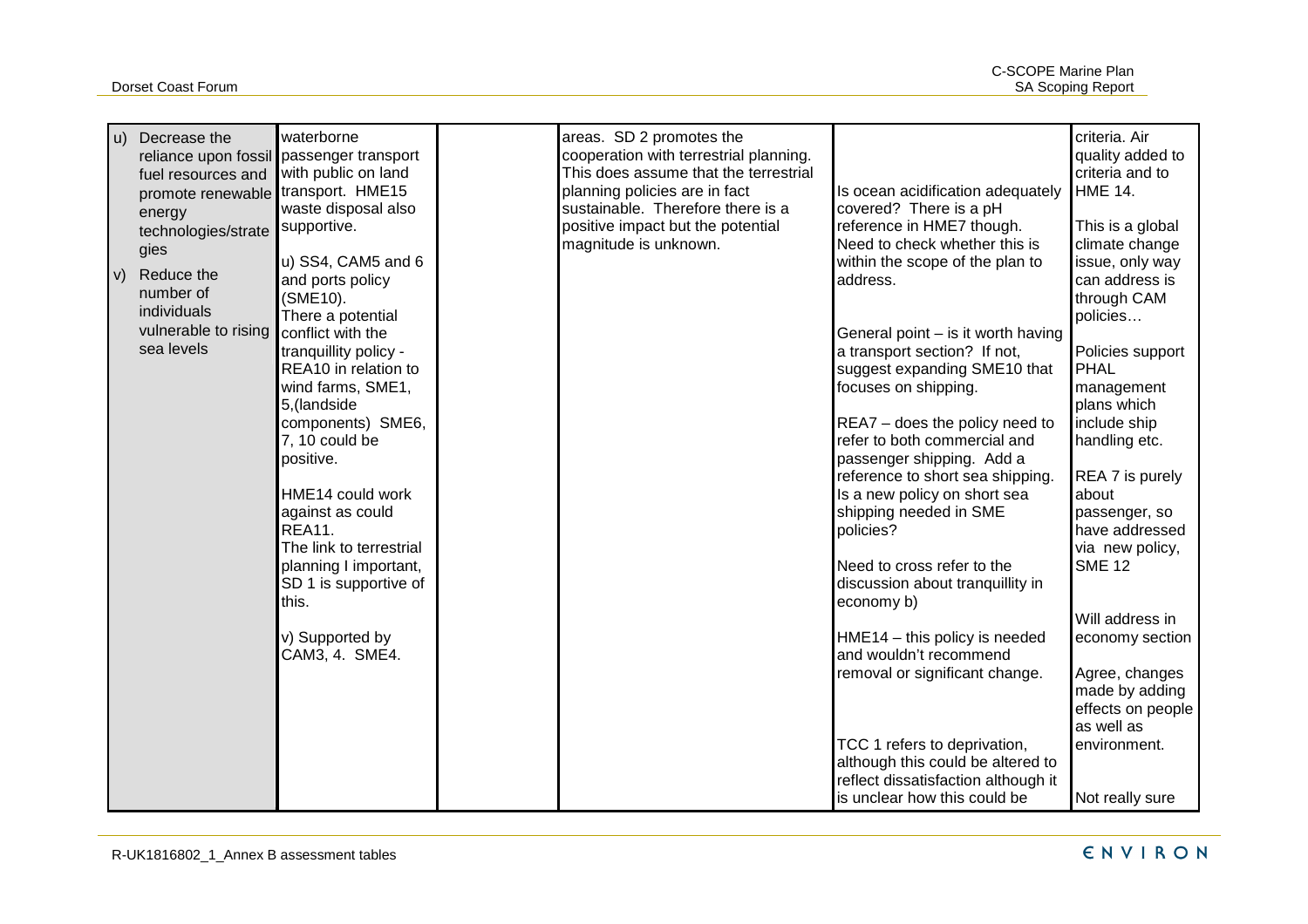| | | | | | |
|---|---|---|---|---|---|
| u) Decrease the reliance upon fossil fuel resources and promote renewable energy technologies/strategies<br><br>v) Reduce the number of individuals vulnerable to rising sea levels | waterborne passenger transport with public on land transport. HME15 waste disposal also supportive.<br><br>u) SS4, CAM5 and 6 and ports policy (SME10). There a potential conflict with the tranquillity policy - REA10 in relation to wind farms, SME1, 5,(landside components) SME6, 7, 10 could be positive.<br><br>HME14 could work against as could REA11.<br>The link to terrestrial planning I important, SD 1 is supportive of this.<br><br>v) Supported by CAM3, 4. SME4. | | areas. SD 2 promotes the cooperation with terrestrial planning. This does assume that the terrestrial planning policies are in fact sustainable. Therefore there is a positive impact but the potential magnitude is unknown. | Is ocean acidification adequately covered? There is a pH reference in HME7 though. Need to check whether this is within the scope of the plan to address.<br><br>General point – is it worth having a transport section? If not, suggest expanding SME10 that focuses on shipping.<br><br>REA7 – does the policy need to refer to both commercial and passenger shipping. Add a reference to short sea shipping. Is a new policy on short sea shipping needed in SME policies?<br><br>Need to cross refer to the discussion about tranquillity in economy b)<br><br>HME14 – this policy is needed and wouldn't recommend removal or significant change.<br><br>TCC 1 refers to deprivation, although this could be altered to reflect dissatisfaction although it is unclear how this could be | criteria. Air quality added to criteria and to HME 14.<br><br>This is a global climate change issue, only way can address is through CAM policies…<br><br>Policies support PHAL management plans which include ship handling etc.<br><br>REA 7 is purely about passenger, so have addressed via new policy, SME 12<br><br>Will address in economy section<br><br>Agree, changes made by adding effects on people as well as environment.<br><br>Not really sure |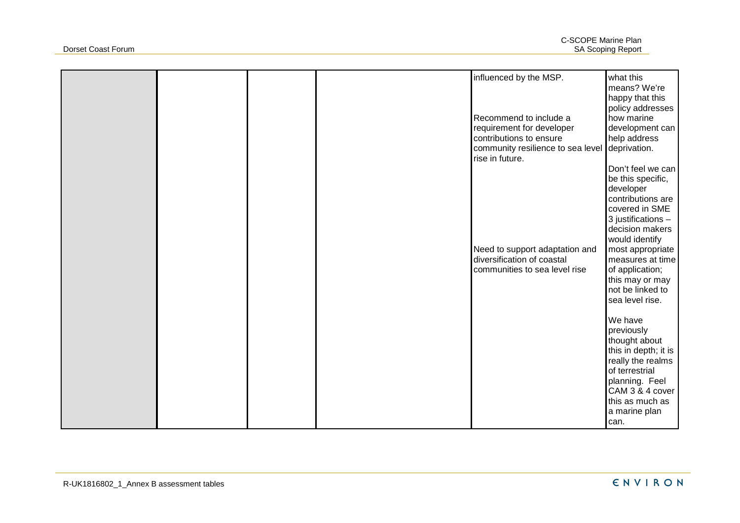|  |  |  |  | influenced by the MSP.<br><br>Recommend to include a requirement for developer contributions to ensure community resilience to sea level rise in future.<br><br>Need to support adaptation and diversification of coastal communities to sea level rise | what this means? We're happy that this policy addresses how marine development can help address deprivation.<br><br>Don't feel we can be this specific, developer contributions are covered in SME 3 justifications – decision makers would identify most appropriate measures at time of application; this may or may not be linked to sea level rise.<br><br>We have previously thought about this in depth; it is really the realms of terrestrial planning. Feel CAM 3 & 4 cover this as much as a marine plan can. |
|---|---|---|---|---|---|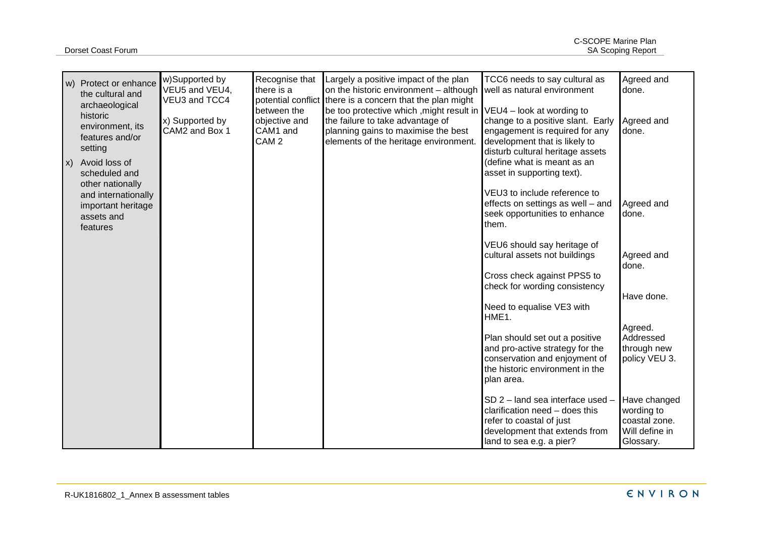| | | | | | |
|---|---|---|---|---|---|
| w) Protect or enhance the cultural and archaeological historic environment, its features and/or setting<br><br>x) Avoid loss of scheduled and other nationally and internationally important heritage assets and features | w)Supported by VEU5 and VEU4, VEU3 and TCC4<br><br>x) Supported by CAM2 and Box 1 | Recognise that there is a potential conflict between the objective and CAM1 and CAM 2 | Largely a positive impact of the plan on the historic environment – although there is a concern that the plan might be too protective which ,might result in the failure to take advantage of planning gains to maximise the best elements of the heritage environment. | TCC6 needs to say cultural as well as natural environment<br><br>VEU4 – look at wording to change to a positive slant. Early engagement is required for any development that is likely to disturb cultural heritage assets (define what is meant as an asset in supporting text).<br><br>VEU3 to include reference to effects on settings as well – and seek opportunities to enhance them.<br><br>VEU6 should say heritage of cultural assets not buildings<br><br>Cross check against PPS5 to check for wording consistency<br><br>Need to equalise VE3 with HME1.<br><br>Plan should set out a positive and pro-active strategy for the conservation and enjoyment of the historic environment in the plan area.<br><br>SD 2 – land sea interface used – clarification need – does this refer to coastal of just development that extends from land to sea e.g. a pier? | Agreed and done.<br><br>Agreed and done.<br><br>Agreed and done.<br><br>Agreed and done.<br><br>Have done.<br><br>Agreed. Addressed through new policy VEU 3.<br><br>Have changed wording to coastal zone. Will define in Glossary. |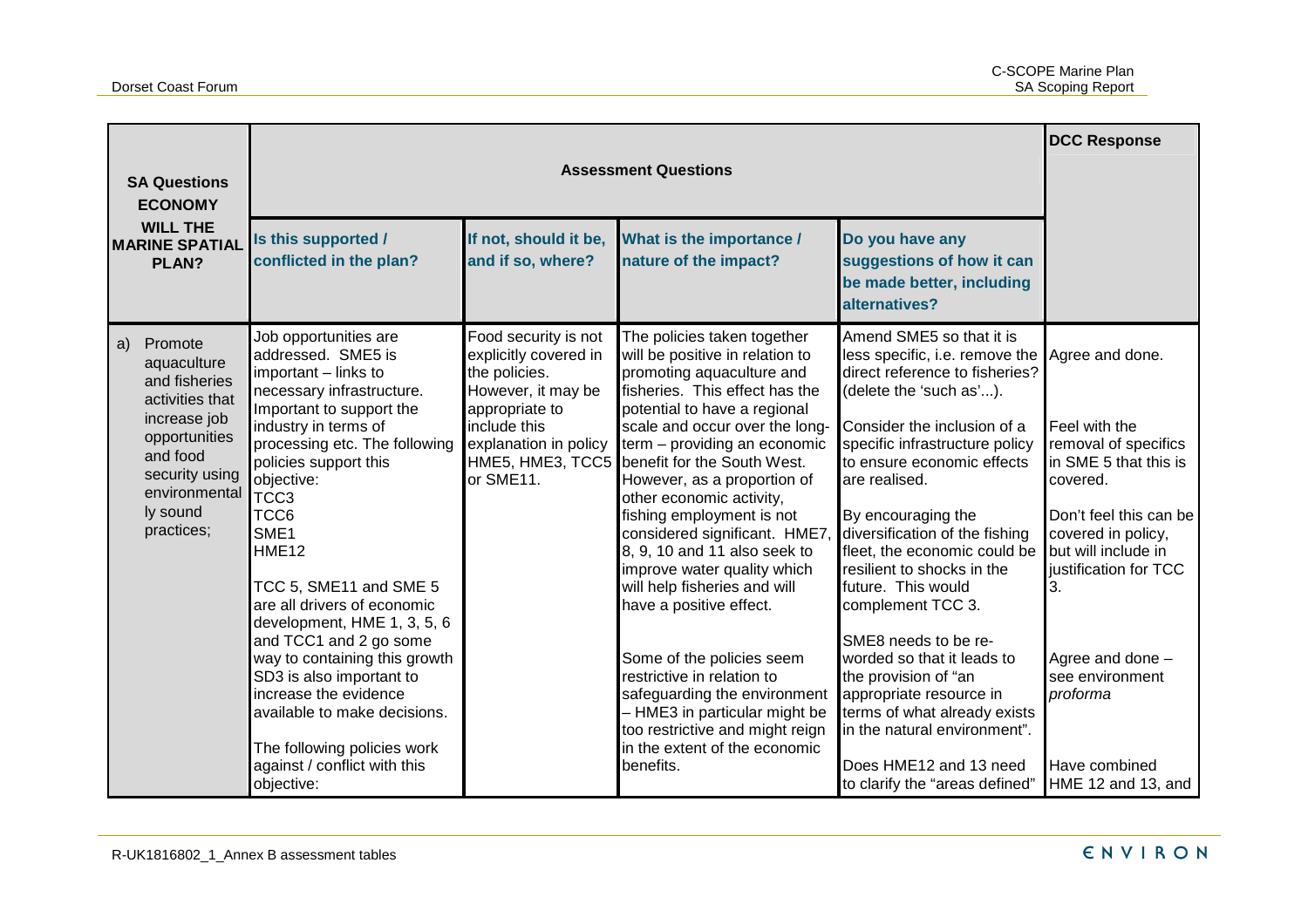| SA Questions ECONOMY WILL THE MARINE SPATIAL PLAN? | Assessment Questions | | | | DCC Response |
|---|---|---|---|---|---|
| | Is this supported / conflicted in the plan? | If not, should it be, and if so, where? | What is the importance / nature of the impact? | Do you have any suggestions of how it can be made better, including alternatives? | |
| a) Promote aquaculture and fisheries activities that increase job opportunities and food security using environmentally sound practices; | Job opportunities are addressed. SME5 is important – links to necessary infrastructure. Important to support the industry in terms of processing etc. The following policies support this objective:<br>TCC3<br>TCC6<br>SME1<br>HME12<br><br>TCC 5, SME11 and SME 5 are all drivers of economic development, HME 1, 3, 5, 6 and TCC1 and 2 go some way to containing this growth SD3 is also important to increase the evidence available to make decisions.<br><br>The following policies work against / conflict with this objective: | Food security is not explicitly covered in the policies. However, it may be appropriate to include this explanation in policy HME5, HME3, TCC5 or SME11. | The policies taken together will be positive in relation to promoting aquaculture and fisheries. This effect has the potential to have a regional scale and occur over the long-term – providing an economic benefit for the South West. However, as a proportion of other economic activity, fishing employment is not considered significant. HME7, 8, 9, 10 and 11 also seek to improve water quality which will help fisheries and will have a positive effect.<br><br>Some of the policies seem restrictive in relation to safeguarding the environment – HME3 in particular might be too restrictive and might reign in the extent of the economic benefits. | Amend SME5 so that it is less specific, i.e. remove the direct reference to fisheries? (delete the 'such as'...).<br><br>Consider the inclusion of a specific infrastructure policy to ensure economic effects are realised.<br><br>By encouraging the diversification of the fishing fleet, the economic could be resilient to shocks in the future. This would complement TCC 3.<br><br>SME8 needs to be re-worded so that it leads to the provision of "an appropriate resource in terms of what already exists in the natural environment".<br><br>Does HME12 and 13 need to clarify the "areas defined" | Agree and done.<br><br>Feel with the removal of specifics in SME 5 that this is covered.<br><br>Don't feel this can be covered in policy, but will include in justification for TCC 3.<br><br>Agree and done – see environment *proforma*<br><br>Have combined HME 12 and 13, and |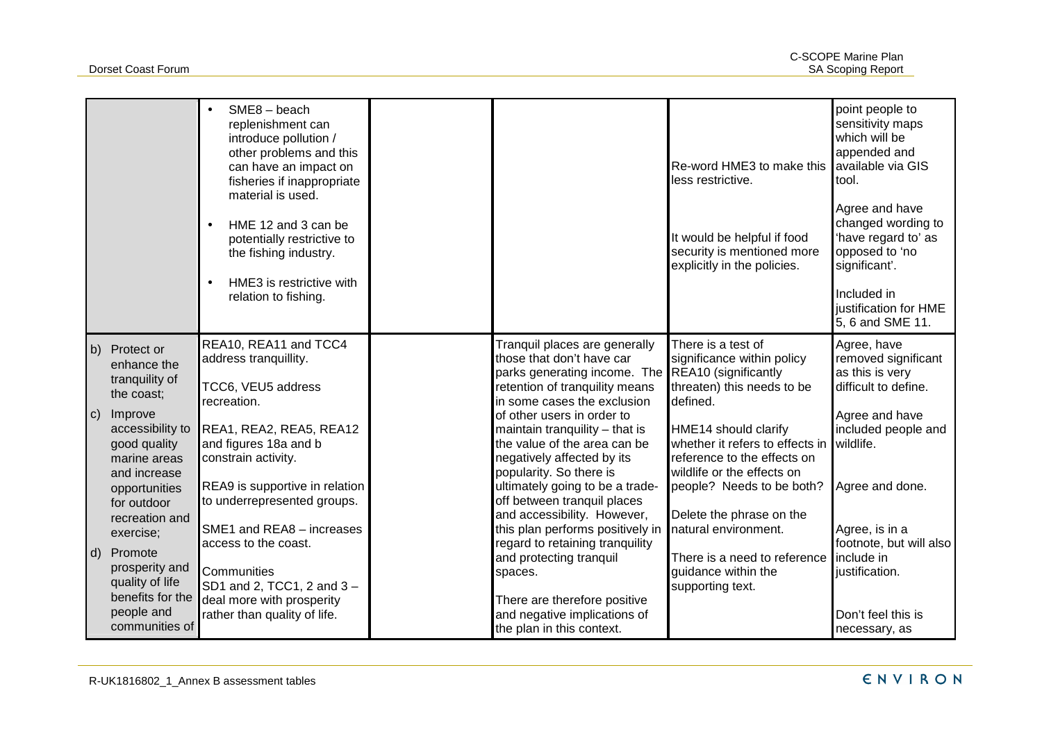| | | | | | |
|---|---|---|---|---|---|
| | • SME8 – beach replenishment can introduce pollution / other problems and this can have an impact on fisheries if inappropriate material is used.<br><br>• HME 12 and 3 can be potentially restrictive to the fishing industry.<br><br>• HME3 is restrictive with relation to fishing. | | | Re-word HME3 to make this less restrictive.<br><br>It would be helpful if food security is mentioned more explicitly in the policies. | point people to sensitivity maps which will be appended and available via GIS tool.<br><br>Agree and have changed wording to 'have regard to' as opposed to 'no significant'.<br><br>Included in justification for HME 5, 6 and SME 11. |
| b) Protect or enhance the tranquility of the coast;<br><br>c) Improve accessibility to good quality marine areas and increase opportunities for outdoor recreation and exercise;<br><br>d) Promote prosperity and quality of life benefits for the people and communities of | REA10, REA11 and TCC4 address tranquillity.<br><br>TCC6, VEU5 address recreation.<br><br>REA1, REA2, REA5, REA12 and figures 18a and b constrain activity.<br><br>REA9 is supportive in relation to underrepresented groups.<br><br>SME1 and REA8 – increases access to the coast.<br><br>Communities<br>SD1 and 2, TCC1, 2 and 3 – deal more with prosperity rather than quality of life. | | Tranquil places are generally those that don't have car parks generating income. The retention of tranquility means in some cases the exclusion of other users in order to maintain tranquility – that is the value of the area can be negatively affected by its popularity. So there is ultimately going to be a trade-off between tranquil places and accessibility. However, this plan performs positively in regard to retaining tranquility and protecting tranquil spaces.<br><br>There are therefore positive and negative implications of the plan in this context. | There is a test of significance within policy REA10 (significantly threaten) this needs to be defined.<br><br>HME14 should clarify whether it refers to effects in reference to the effects on wildlife or the effects on people? Needs to be both?<br><br>Delete the phrase on the natural environment.<br><br>There is a need to reference guidance within the supporting text. | Agree, have removed significant as this is very difficult to define.<br><br>Agree and have included people and wildlife.<br><br>Agree and done.<br><br>Agree, is in a footnote, but will also include in justification.<br><br>Don't feel this is necessary, as |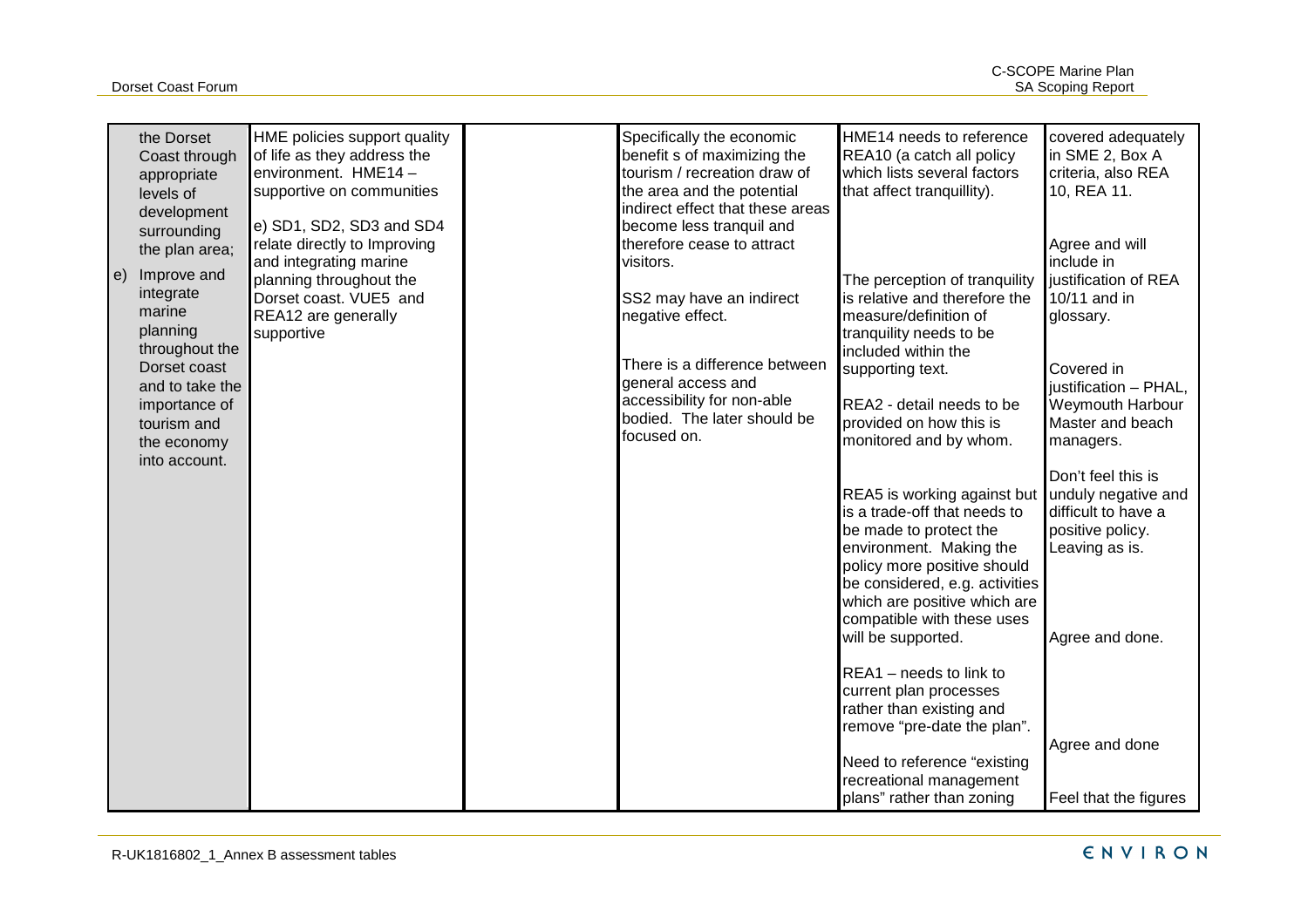| | | | | | |
|---|---|---|---|---|---|
| the Dorset Coast through appropriate levels of development surrounding the plan area;<br><br>e) Improve and integrate marine planning throughout the Dorset coast and to take the importance of tourism and the economy into account. | HME policies support quality of life as they address the environment. HME14 – supportive on communities<br><br>e) SD1, SD2, SD3 and SD4 relate directly to Improving and integrating marine planning throughout the Dorset coast. VUE5 and REA12 are generally supportive | | Specifically the economic benefit s of maximizing the tourism / recreation draw of the area and the potential indirect effect that these areas become less tranquil and therefore cease to attract visitors.<br><br>SS2 may have an indirect negative effect.<br><br>There is a difference between general access and accessibility for non-able bodied. The later should be focused on. | HME14 needs to reference REA10 (a catch all policy which lists several factors that affect tranquillity).<br><br>The perception of tranquility is relative and therefore the measure/definition of tranquility needs to be included within the supporting text.<br><br>REA2 - detail needs to be provided on how this is monitored and by whom.<br><br>REA5 is working against but is a trade-off that needs to be made to protect the environment. Making the policy more positive should be considered, e.g. activities which are positive which are compatible with these uses will be supported.<br><br>REA1 – needs to link to current plan processes rather than existing and remove "pre-date the plan".<br><br>Need to reference "existing recreational management plans" rather than zoning | covered adequately in SME 2, Box A criteria, also REA 10, REA 11.<br><br>Agree and will include in justification of REA 10/11 and in glossary.<br><br>Covered in justification – PHAL, Weymouth Harbour Master and beach managers.<br><br>Don't feel this is unduly negative and difficult to have a positive policy. Leaving as is.<br><br>Agree and done.<br><br>Agree and done<br><br>Feel that the figures |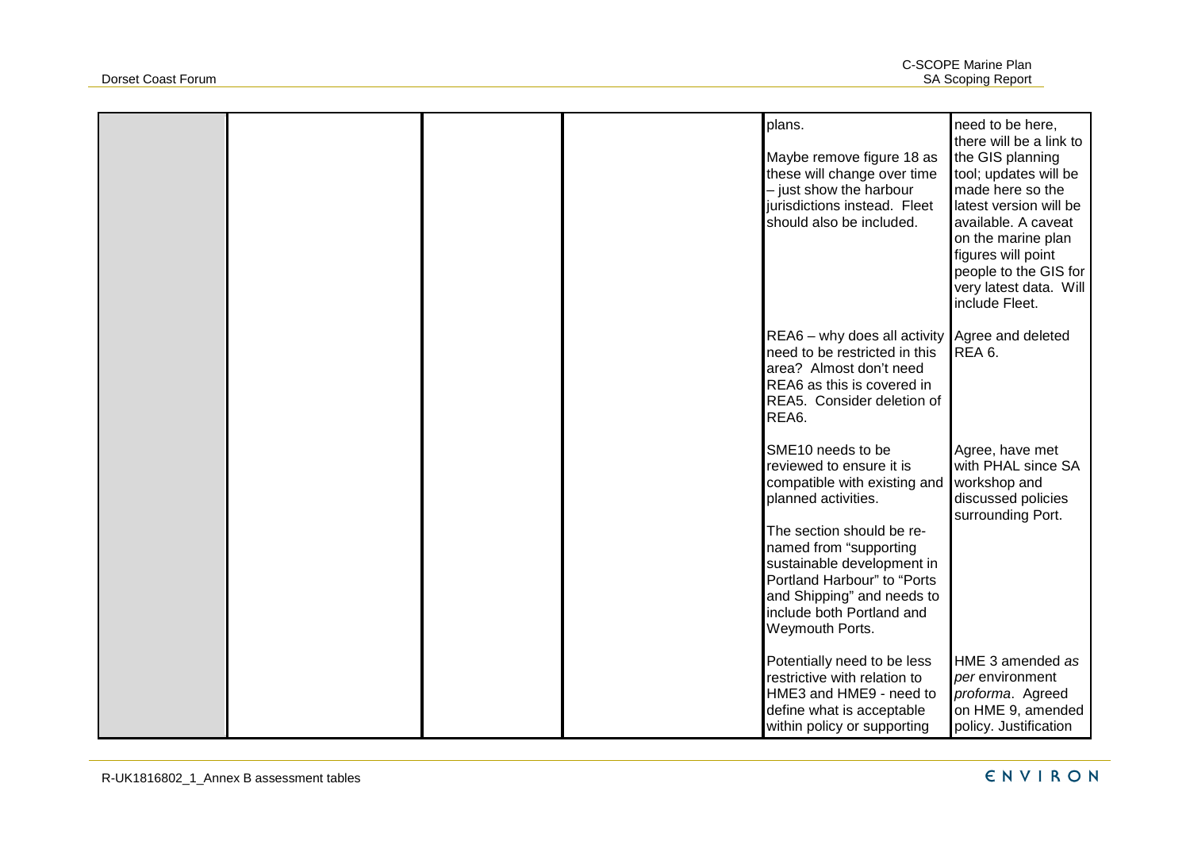| | | | | | |
|---|---|---|---|---|---|
| | | | | plans.<br><br>Maybe remove figure 18 as these will change over time – just show the harbour jurisdictions instead. Fleet should also be included. | need to be here, there will be a link to the GIS planning tool; updates will be made here so the latest version will be available. A caveat on the marine plan figures will point people to the GIS for very latest data. Will include Fleet. |
| | | | | REA6 – why does all activity need to be restricted in this area? Almost don't need REA6 as this is covered in REA5. Consider deletion of REA6. | Agree and deleted REA 6. |
| | | | | SME10 needs to be reviewed to ensure it is compatible with existing and planned activities.<br><br>The section should be re-named from "supporting sustainable development in Portland Harbour" to "Ports and Shipping" and needs to include both Portland and Weymouth Ports. | Agree, have met with PHAL since SA workshop and discussed policies surrounding Port. |
| | | | | Potentially need to be less restrictive with relation to HME3 and HME9 - need to define what is acceptable within policy or supporting | HME 3 amended *as per* environment *proforma*. Agreed on HME 9, amended policy. Justification |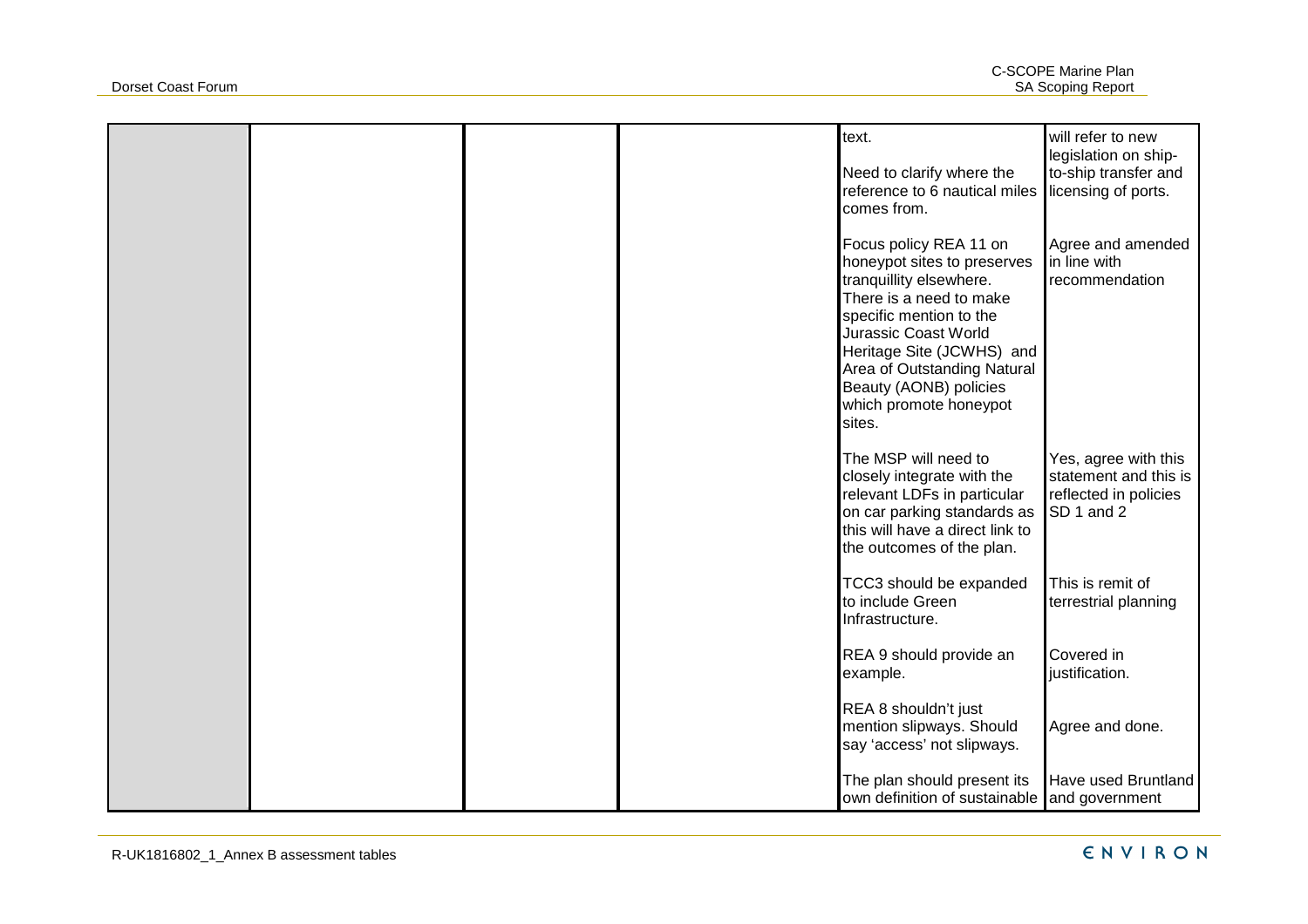| | | | | | |
|---|---|---|---|---|---|
| | | | | text.<br><br>Need to clarify where the reference to 6 nautical miles comes from. | will refer to new legislation on ship-to-ship transfer and licensing of ports. |
| | | | | Focus policy REA 11 on honeypot sites to preserves tranquillity elsewhere. There is a need to make specific mention to the Jurassic Coast World Heritage Site (JCWHS) and Area of Outstanding Natural Beauty (AONB) policies which promote honeypot sites. | Agree and amended in line with recommendation |
| | | | | The MSP will need to closely integrate with the relevant LDFs in particular on car parking standards as this will have a direct link to the outcomes of the plan. | Yes, agree with this statement and this is reflected in policies SD 1 and 2 |
| | | | | TCC3 should be expanded to include Green Infrastructure. | This is remit of terrestrial planning |
| | | | | REA 9 should provide an example. | Covered in justification. |
| | | | | REA 8 shouldn't just mention slipways. Should say 'access' not slipways. | Agree and done. |
| | | | | The plan should present its own definition of sustainable | Have used Bruntland and government |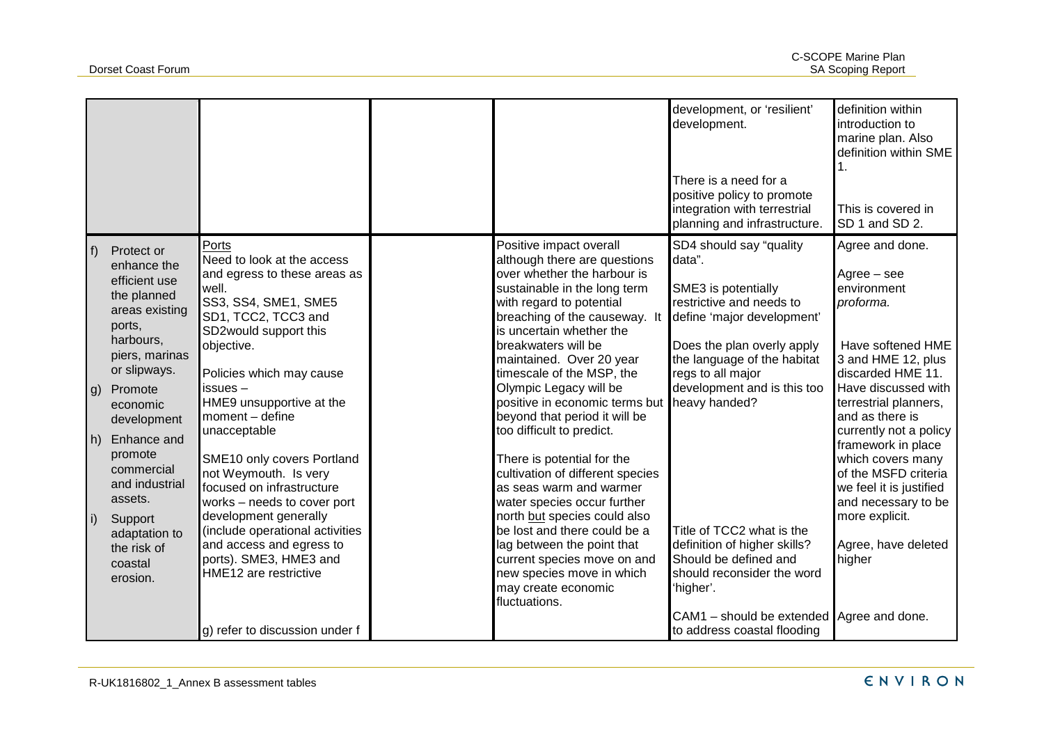| | | | | | |
|---|---|---|---|---|---|
| | | | | development, or 'resilient' development.<br><br>There is a need for a positive policy to promote integration with terrestrial planning and infrastructure. | definition within introduction to marine plan. Also definition within SME 1.<br><br>This is covered in SD 1 and SD 2. |
| f) Protect or enhance the efficient use the planned areas existing ports, harbours, piers, marinas or slipways.<br><br>g) Promote economic development<br><br>h) Enhance and promote commercial and industrial assets.<br><br>i) Support adaptation to the risk of coastal erosion. | Ports<br>Need to look at the access and egress to these areas as well.<br>SS3, SS4, SME1, SME5 SD1, TCC2, TCC3 and SD2would support this objective.<br><br>Policies which may cause issues –<br>HME9 unsupportive at the moment – define unacceptable<br><br>SME10 only covers Portland not Weymouth. Is very focused on infrastructure works – needs to cover port development generally (include operational activities and access and egress to ports). SME3, HME3 and HME12 are restrictive<br><br>g) refer to discussion under f | | Positive impact overall although there are questions over whether the harbour is sustainable in the long term with regard to potential breaching of the causeway. It is uncertain whether the breakwaters will be maintained. Over 20 year timescale of the MSP, the Olympic Legacy will be positive in economic terms but beyond that period it will be too difficult to predict.<br><br>There is potential for the cultivation of different species as seas warm and warmer water species occur further north but species could also be lost and there could be a lag between the point that current species move on and new species move in which may create economic fluctuations. | SD4 should say "quality data".<br><br>SME3 is potentially restrictive and needs to define 'major development'<br><br>Does the plan overly apply the language of the habitat regs to all major development and is this too heavy handed?<br><br>Title of TCC2 what is the definition of higher skills? Should be defined and should reconsider the word 'higher'.<br><br>CAM1 – should be extended to address coastal flooding | Agree and done.<br><br>Agree – see environment *proforma.*<br><br>Have softened HME 3 and HME 12, plus discarded HME 11. Have discussed with terrestrial planners, and as there is currently not a policy framework in place which covers many of the MSFD criteria we feel it is justified and necessary to be more explicit.<br><br>Agree, have deleted higher<br><br>Agree and done. |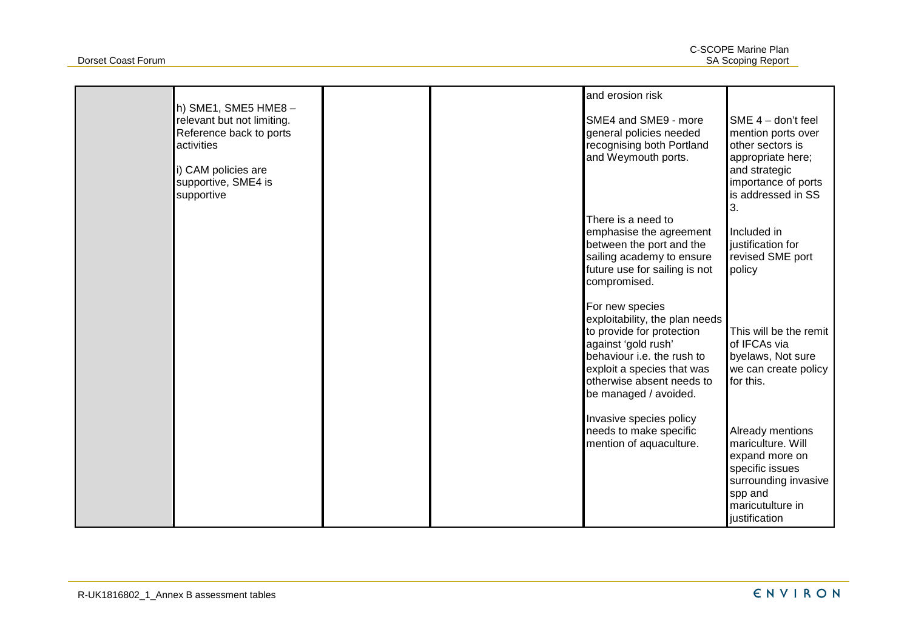| | | | | | |
|---|---|---|---|---|---|
| | h) SME1, SME5 HME8 – relevant but not limiting. Reference back to ports activities<br><br>i) CAM policies are supportive, SME4 is supportive | | | and erosion risk<br><br>SME4 and SME9 - more general policies needed recognising both Portland and Weymouth ports. | SME 4 – don't feel mention ports over other sectors is appropriate here; and strategic importance of ports is addressed in SS 3. |
| | | | | There is a need to emphasise the agreement between the port and the sailing academy to ensure future use for sailing is not compromised. | Included in justification for revised SME port policy |
| | | | | For new species exploitability, the plan needs to provide for protection against 'gold rush' behaviour i.e. the rush to exploit a species that was otherwise absent needs to be managed / avoided. | This will be the remit of IFCAs via byelaws, Not sure we can create policy for this. |
| | | | | Invasive species policy needs to make specific mention of aquaculture. | Already mentions mariculture. Will expand more on specific issues surrounding invasive spp and maricutulture in justification |